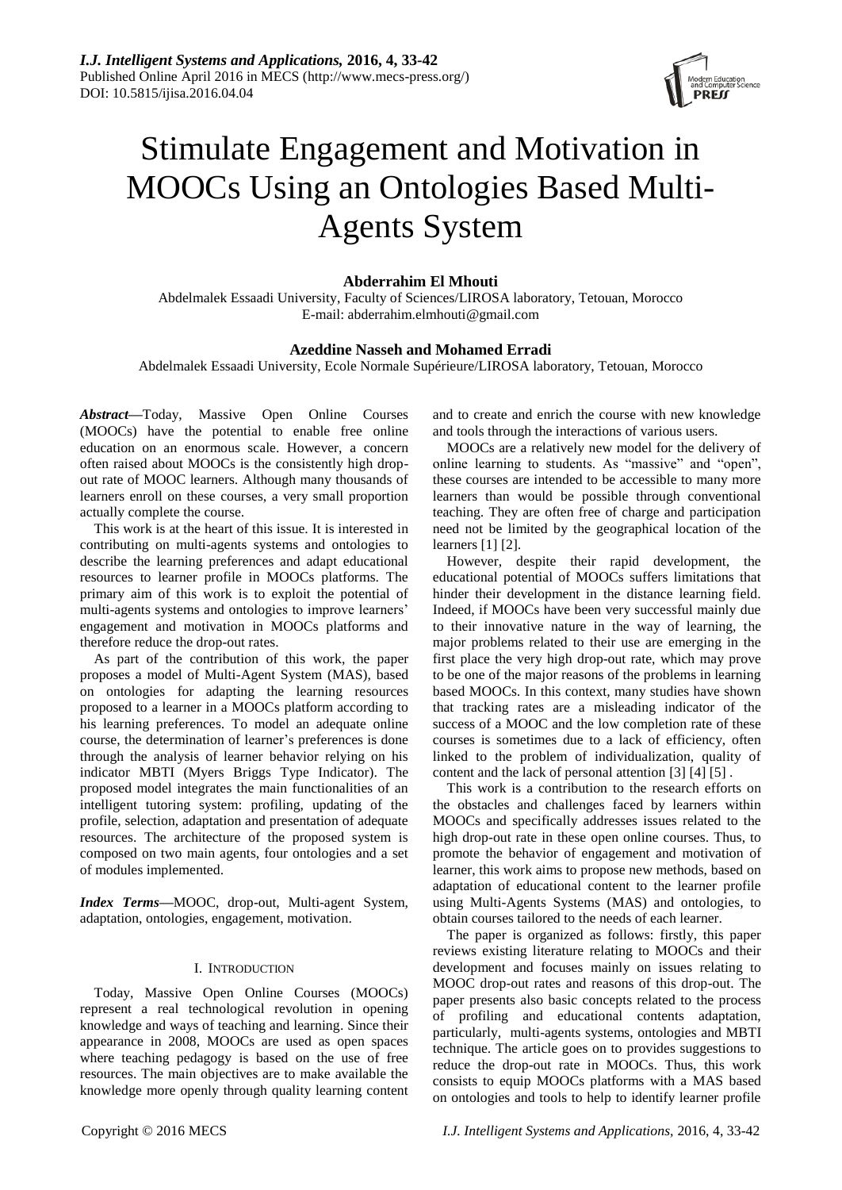# Stimulate Engagement and Motivation in MOOCs Using an Ontologies Based Multi-Agents System

**Abderrahim El Mhouti**

Abdelmalek Essaadi University, Faculty of Sciences/LIROSA laboratory, Tetouan, Morocco
E-mail: abderrahim.elmhouti@gmail.com

**Azeddine Nasseh and Mohamed Erradi**

Abdelmalek Essaadi University, Ecole Normale Supérieure/LIROSA laboratory, Tetouan, Morocco

***Abstract*—**Today, Massive Open Online Courses (MOOCs) have the potential to enable free online education on an enormous scale. However, a concern often raised about MOOCs is the consistently high drop-out rate of MOOC learners. Although many thousands of learners enroll on these courses, a very small proportion actually complete the course.

This work is at the heart of this issue. It is interested in contributing on multi-agents systems and ontologies to describe the learning preferences and adapt educational resources to learner profile in MOOCs platforms. The primary aim of this work is to exploit the potential of multi-agents systems and ontologies to improve learners' engagement and motivation in MOOCs platforms and therefore reduce the drop-out rates.

As part of the contribution of this work, the paper proposes a model of Multi-Agent System (MAS), based on ontologies for adapting the learning resources proposed to a learner in a MOOCs platform according to his learning preferences. To model an adequate online course, the determination of learner's preferences is done through the analysis of learner behavior relying on his indicator MBTI (Myers Briggs Type Indicator). The proposed model integrates the main functionalities of an intelligent tutoring system: profiling, updating of the profile, selection, adaptation and presentation of adequate resources. The architecture of the proposed system is composed on two main agents, four ontologies and a set of modules implemented.

***Index Terms*—**MOOC, drop-out, Multi-agent System, adaptation, ontologies, engagement, motivation.

## I. Introduction

Today, Massive Open Online Courses (MOOCs) represent a real technological revolution in opening knowledge and ways of teaching and learning. Since their appearance in 2008, MOOCs are used as open spaces where teaching pedagogy is based on the use of free resources. The main objectives are to make available the knowledge more openly through quality learning content and to create and enrich the course with new knowledge and tools through the interactions of various users.

MOOCs are a relatively new model for the delivery of online learning to students. As "massive" and "open", these courses are intended to be accessible to many more learners than would be possible through conventional teaching. They are often free of charge and participation need not be limited by the geographical location of the learners [1] [2].

However, despite their rapid development, the educational potential of MOOCs suffers limitations that hinder their development in the distance learning field. Indeed, if MOOCs have been very successful mainly due to their innovative nature in the way of learning, the major problems related to their use are emerging in the first place the very high drop-out rate, which may prove to be one of the major reasons of the problems in learning based MOOCs. In this context, many studies have shown that tracking rates are a misleading indicator of the success of a MOOC and the low completion rate of these courses is sometimes due to a lack of efficiency, often linked to the problem of individualization, quality of content and the lack of personal attention [3] [4] [5] .

This work is a contribution to the research efforts on the obstacles and challenges faced by learners within MOOCs and specifically addresses issues related to the high drop-out rate in these open online courses. Thus, to promote the behavior of engagement and motivation of learner, this work aims to propose new methods, based on adaptation of educational content to the learner profile using Multi-Agents Systems (MAS) and ontologies, to obtain courses tailored to the needs of each learner.

The paper is organized as follows: firstly, this paper reviews existing literature relating to MOOCs and their development and focuses mainly on issues relating to MOOC drop-out rates and reasons of this drop-out. The paper presents also basic concepts related to the process of profiling and educational contents adaptation, particularly, multi-agents systems, ontologies and MBTI technique. The article goes on to provides suggestions to reduce the drop-out rate in MOOCs. Thus, this work consists to equip MOOCs platforms with a MAS based on ontologies and tools to help to identify learner profile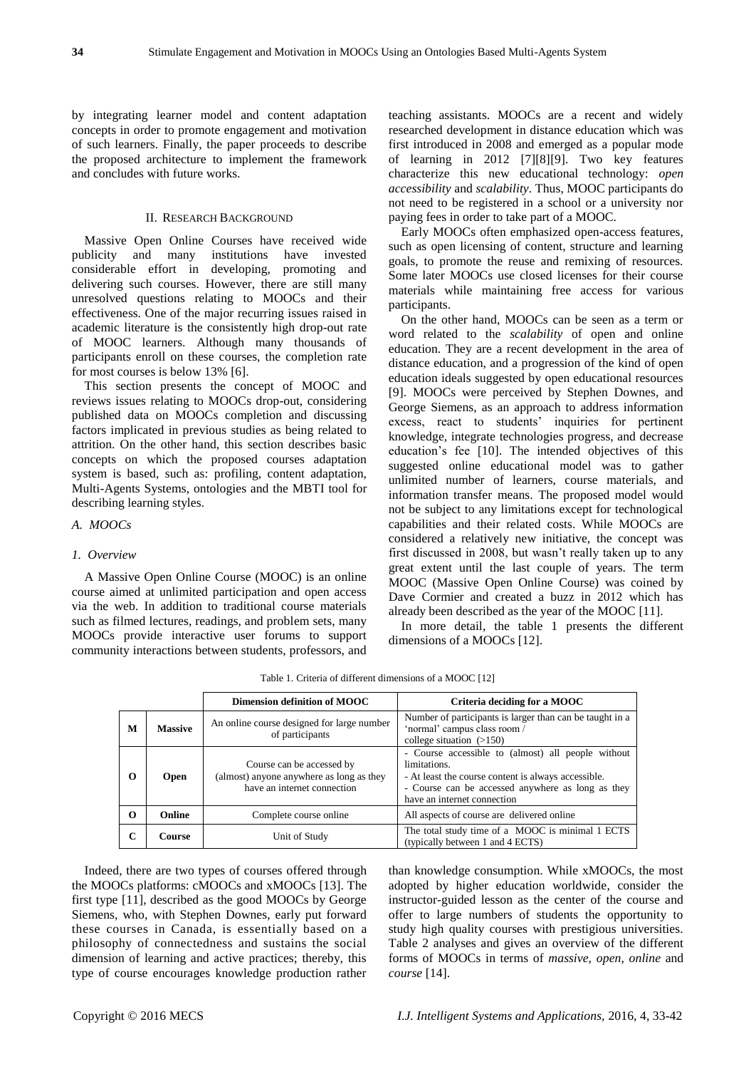by integrating learner model and content adaptation concepts in order to promote engagement and motivation of such learners. Finally, the paper proceeds to describe the proposed architecture to implement the framework and concludes with future works.

## II. Research Background

Massive Open Online Courses have received wide publicity and many institutions have invested considerable effort in developing, promoting and delivering such courses. However, there are still many unresolved questions relating to MOOCs and their effectiveness. One of the major recurring issues raised in academic literature is the consistently high drop-out rate of MOOC learners. Although many thousands of participants enroll on these courses, the completion rate for most courses is below 13% [6].

This section presents the concept of MOOC and reviews issues relating to MOOCs drop-out, considering published data on MOOCs completion and discussing factors implicated in previous studies as being related to attrition. On the other hand, this section describes basic concepts on which the proposed courses adaptation system is based, such as: profiling, content adaptation, Multi-Agents Systems, ontologies and the MBTI tool for describing learning styles.

### A. MOOCs

#### 1. Overview

A Massive Open Online Course (MOOC) is an online course aimed at unlimited participation and open access via the web. In addition to traditional course materials such as filmed lectures, readings, and problem sets, many MOOCs provide interactive user forums to support community interactions between students, professors, and teaching assistants. MOOCs are a recent and widely researched development in distance education which was first introduced in 2008 and emerged as a popular mode of learning in 2012 [7][8][9]. Two key features characterize this new educational technology: *open accessibility* and *scalability*. Thus, MOOC participants do not need to be registered in a school or a university nor paying fees in order to take part of a MOOC.

Early MOOCs often emphasized open-access features, such as open licensing of content, structure and learning goals, to promote the reuse and remixing of resources. Some later MOOCs use closed licenses for their course materials while maintaining free access for various participants.

On the other hand, MOOCs can be seen as a term or word related to the *scalability* of open and online education. They are a recent development in the area of distance education, and a progression of the kind of open education ideals suggested by open educational resources [9]. MOOCs were perceived by Stephen Downes, and George Siemens, as an approach to address information excess, react to students' inquiries for pertinent knowledge, integrate technologies progress, and decrease education's fee [10]. The intended objectives of this suggested online educational model was to gather unlimited number of learners, course materials, and information transfer means. The proposed model would not be subject to any limitations except for technological capabilities and their related costs. While MOOCs are considered a relatively new initiative, the concept was first discussed in 2008, but wasn't really taken up to any great extent until the last couple of years. The term MOOC (Massive Open Online Course) was coined by Dave Cormier and created a buzz in 2012 which has already been described as the year of the MOOC [11].

In more detail, the table 1 presents the different dimensions of a MOOCs [12].

Table 1. Criteria of different dimensions of a MOOC [12]

| | | Dimension definition of MOOC | Criteria deciding for a MOOC |
|---|---|---|---|
| **M** | **Massive** | An online course designed for large number of participants | Number of participants is larger than can be taught in a 'normal' campus class room / college situation (>150) |
| **O** | **Open** | Course can be accessed by (almost) anyone anywhere as long as they have an internet connection | - Course accessible to (almost) all people without limitations.<br>- At least the course content is always accessible.<br>- Course can be accessed anywhere as long as they have an internet connection |
| **O** | **Online** | Complete course online | All aspects of course are delivered online |
| **C** | **Course** | Unit of Study | The total study time of a MOOC is minimal 1 ECTS (typically between 1 and 4 ECTS) |

Indeed, there are two types of courses offered through the MOOCs platforms: cMOOCs and xMOOCs [13]. The first type [11], described as the good MOOCs by George Siemens, who, with Stephen Downes, early put forward these courses in Canada, is essentially based on a philosophy of connectedness and sustains the social dimension of learning and active practices; thereby, this type of course encourages knowledge production rather than knowledge consumption. While xMOOCs, the most adopted by higher education worldwide, consider the instructor-guided lesson as the center of the course and offer to large numbers of students the opportunity to study high quality courses with prestigious universities. Table 2 analyses and gives an overview of the different forms of MOOCs in terms of *massive*, *open*, *online* and *course* [14].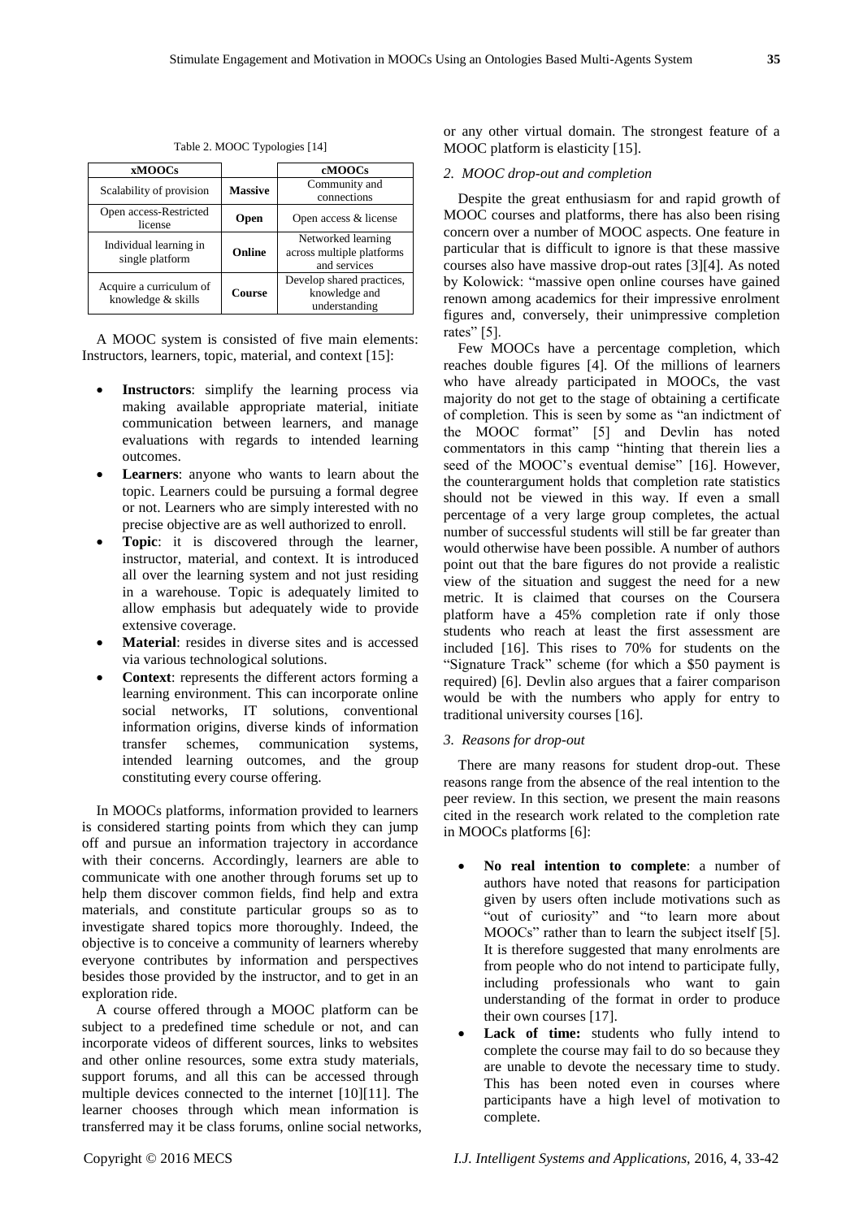Table 2. MOOC Typologies [14]

| xMOOCs | | cMOOCs |
|---|---|---|
| Scalability of provision | **Massive** | Community and connections |
| Open access-Restricted license | **Open** | Open access & license |
| Individual learning in single platform | **Online** | Networked learning across multiple platforms and services |
| Acquire a curriculum of knowledge & skills | **Course** | Develop shared practices, knowledge and understanding |

A MOOC system is consisted of five main elements: Instructors, learners, topic, material, and context [15]:

- **Instructors**: simplify the learning process via making available appropriate material, initiate communication between learners, and manage evaluations with regards to intended learning outcomes.
- **Learners**: anyone who wants to learn about the topic. Learners could be pursuing a formal degree or not. Learners who are simply interested with no precise objective are as well authorized to enroll.
- **Topic**: it is discovered through the learner, instructor, material, and context. It is introduced all over the learning system and not just residing in a warehouse. Topic is adequately limited to allow emphasis but adequately wide to provide extensive coverage.
- **Material**: resides in diverse sites and is accessed via various technological solutions.
- **Context**: represents the different actors forming a learning environment. This can incorporate online social networks, IT solutions, conventional information origins, diverse kinds of information transfer schemes, communication systems, intended learning outcomes, and the group constituting every course offering.

In MOOCs platforms, information provided to learners is considered starting points from which they can jump off and pursue an information trajectory in accordance with their concerns. Accordingly, learners are able to communicate with one another through forums set up to help them discover common fields, find help and extra materials, and constitute particular groups so as to investigate shared topics more thoroughly. Indeed, the objective is to conceive a community of learners whereby everyone contributes by information and perspectives besides those provided by the instructor, and to get in an exploration ride.

A course offered through a MOOC platform can be subject to a predefined time schedule or not, and can incorporate videos of different sources, links to websites and other online resources, some extra study materials, support forums, and all this can be accessed through multiple devices connected to the internet [10][11]. The learner chooses through which mean information is transferred may it be class forums, online social networks, or any other virtual domain. The strongest feature of a MOOC platform is elasticity [15].

### *2. MOOC drop-out and completion*

Despite the great enthusiasm for and rapid growth of MOOC courses and platforms, there has also been rising concern over a number of MOOC aspects. One feature in particular that is difficult to ignore is that these massive courses also have massive drop-out rates [3][4]. As noted by Kolowick: "massive open online courses have gained renown among academics for their impressive enrolment figures and, conversely, their unimpressive completion rates" [5].

Few MOOCs have a percentage completion, which reaches double figures [4]. Of the millions of learners who have already participated in MOOCs, the vast majority do not get to the stage of obtaining a certificate of completion. This is seen by some as "an indictment of the MOOC format" [5] and Devlin has noted commentators in this camp "hinting that therein lies a seed of the MOOC's eventual demise" [16]. However, the counterargument holds that completion rate statistics should not be viewed in this way. If even a small percentage of a very large group completes, the actual number of successful students will still be far greater than would otherwise have been possible. A number of authors point out that the bare figures do not provide a realistic view of the situation and suggest the need for a new metric. It is claimed that courses on the Coursera platform have a 45% completion rate if only those students who reach at least the first assessment are included [16]. This rises to 70% for students on the "Signature Track" scheme (for which a $50 payment is required) [6]. Devlin also argues that a fairer comparison would be with the numbers who apply for entry to traditional university courses [16].

### *3. Reasons for drop-out*

There are many reasons for student drop-out. These reasons range from the absence of the real intention to the peer review. In this section, we present the main reasons cited in the research work related to the completion rate in MOOCs platforms [6]:

- **No real intention to complete**: a number of authors have noted that reasons for participation given by users often include motivations such as "out of curiosity" and "to learn more about MOOCs" rather than to learn the subject itself [5]. It is therefore suggested that many enrolments are from people who do not intend to participate fully, including professionals who want to gain understanding of the format in order to produce their own courses [17].
- **Lack of time:** students who fully intend to complete the course may fail to do so because they are unable to devote the necessary time to study. This has been noted even in courses where participants have a high level of motivation to complete.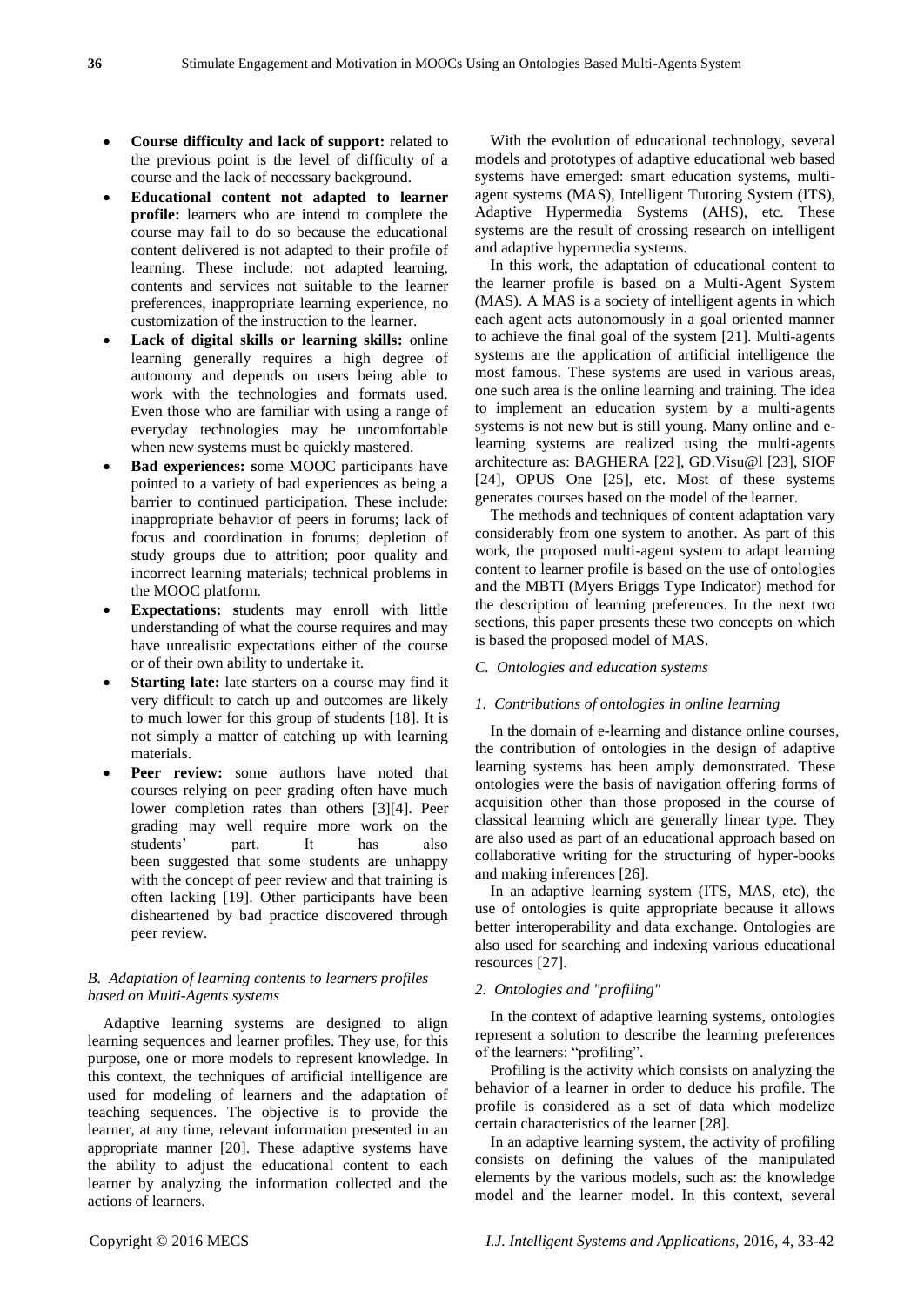- **Course difficulty and lack of support:** related to the previous point is the level of difficulty of a course and the lack of necessary background.
- **Educational content not adapted to learner profile:** learners who are intend to complete the course may fail to do so because the educational content delivered is not adapted to their profile of learning. These include: not adapted learning, contents and services not suitable to the learner preferences, inappropriate learning experience, no customization of the instruction to the learner.
- **Lack of digital skills or learning skills:** online learning generally requires a high degree of autonomy and depends on users being able to work with the technologies and formats used. Even those who are familiar with using a range of everyday technologies may be uncomfortable when new systems must be quickly mastered.
- **Bad experiences:** some MOOC participants have pointed to a variety of bad experiences as being a barrier to continued participation. These include: inappropriate behavior of peers in forums; lack of focus and coordination in forums; depletion of study groups due to attrition; poor quality and incorrect learning materials; technical problems in the MOOC platform.
- **Expectations:** students may enroll with little understanding of what the course requires and may have unrealistic expectations either of the course or of their own ability to undertake it.
- **Starting late:** late starters on a course may find it very difficult to catch up and outcomes are likely to much lower for this group of students [18]. It is not simply a matter of catching up with learning materials.
- **Peer review:** some authors have noted that courses relying on peer grading often have much lower completion rates than others [3][4]. Peer grading may well require more work on the students' part. It has also been suggested that some students are unhappy with the concept of peer review and that training is often lacking [19]. Other participants have been disheartened by bad practice discovered through peer review.

### *B. Adaptation of learning contents to learners profiles based on Multi-Agents systems*

Adaptive learning systems are designed to align learning sequences and learner profiles. They use, for this purpose, one or more models to represent knowledge. In this context, the techniques of artificial intelligence are used for modeling of learners and the adaptation of teaching sequences. The objective is to provide the learner, at any time, relevant information presented in an appropriate manner [20]. These adaptive systems have the ability to adjust the educational content to each learner by analyzing the information collected and the actions of learners.

With the evolution of educational technology, several models and prototypes of adaptive educational web based systems have emerged: smart education systems, multi-agent systems (MAS), Intelligent Tutoring System (ITS), Adaptive Hypermedia Systems (AHS), etc. These systems are the result of crossing research on intelligent and adaptive hypermedia systems.

In this work, the adaptation of educational content to the learner profile is based on a Multi-Agent System (MAS). A MAS is a society of intelligent agents in which each agent acts autonomously in a goal oriented manner to achieve the final goal of the system [21]. Multi-agents systems are the application of artificial intelligence the most famous. These systems are used in various areas, one such area is the online learning and training. The idea to implement an education system by a multi-agents systems is not new but is still young. Many online and e-learning systems are realized using the multi-agents architecture as: BAGHERA [22], GD.Visu@l [23], SIOF [24], OPUS One [25], etc. Most of these systems generates courses based on the model of the learner.

The methods and techniques of content adaptation vary considerably from one system to another. As part of this work, the proposed multi-agent system to adapt learning content to learner profile is based on the use of ontologies and the MBTI (Myers Briggs Type Indicator) method for the description of learning preferences. In the next two sections, this paper presents these two concepts on which is based the proposed model of MAS.

### *C. Ontologies and education systems*

#### *1. Contributions of ontologies in online learning*

In the domain of e-learning and distance online courses, the contribution of ontologies in the design of adaptive learning systems has been amply demonstrated. These ontologies were the basis of navigation offering forms of acquisition other than those proposed in the course of classical learning which are generally linear type. They are also used as part of an educational approach based on collaborative writing for the structuring of hyper-books and making inferences [26].

In an adaptive learning system (ITS, MAS, etc), the use of ontologies is quite appropriate because it allows better interoperability and data exchange. Ontologies are also used for searching and indexing various educational resources [27].

#### *2. Ontologies and "profiling"*

In the context of adaptive learning systems, ontologies represent a solution to describe the learning preferences of the learners: "profiling".

Profiling is the activity which consists on analyzing the behavior of a learner in order to deduce his profile. The profile is considered as a set of data which modelize certain characteristics of the learner [28].

In an adaptive learning system, the activity of profiling consists on defining the values of the manipulated elements by the various models, such as: the knowledge model and the learner model. In this context, several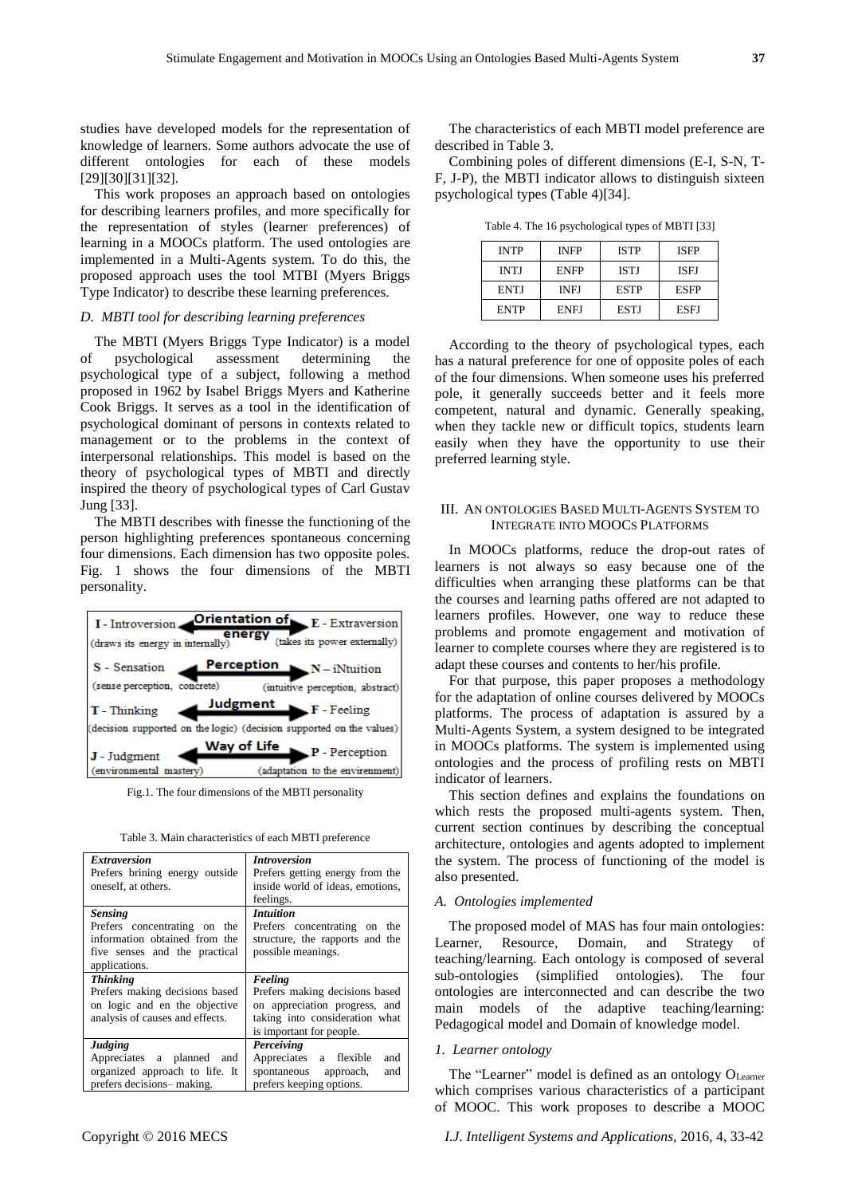studies have developed models for the representation of knowledge of learners. Some authors advocate the use of different ontologies for each of these models [29][30][31][32].

This work proposes an approach based on ontologies for describing learners profiles, and more specifically for the representation of styles (learner preferences) of learning in a MOOCs platform. The used ontologies are implemented in a Multi-Agents system. To do this, the proposed approach uses the tool MTBI (Myers Briggs Type Indicator) to describe these learning preferences.

### D. MBTI tool for describing learning preferences

The MBTI (Myers Briggs Type Indicator) is a model of psychological assessment determining the psychological type of a subject, following a method proposed in 1962 by Isabel Briggs Myers and Katherine Cook Briggs. It serves as a tool in the identification of psychological dominant of persons in contexts related to management or to the problems in the context of interpersonal relationships. This model is based on the theory of psychological types of MBTI and directly inspired the theory of psychological types of Carl Gustav Jung [33].

The MBTI describes with finesse the functioning of the person highlighting preferences spontaneous concerning four dimensions. Each dimension has two opposite poles. Fig. 1 shows the four dimensions of the MBTI personality.

| I - Introversion (draws its energy in internally) | Orientation of energy | E - Extraversion (takes its power externally) |
|---|---|---|
| S - Sensation (sense perception, concrete) | Perception | N – iNtuition (intuitive perception, abstract) |
| T - Thinking (decision supported on the logic) | Judgment | F - Feeling (decision supported on the values) |
| J - Judgment (environmental mastery) | Way of Life | P - Perception (adaptation to the environment) |

Fig.1. The four dimensions of the MBTI personality

Table 3. Main characteristics of each MBTI preference

| | |
|---|---|
| ***Extraversion*** Prefers brining energy outside oneself, at others. | ***Introversion*** Prefers getting energy from the inside world of ideas, emotions, feelings. |
| ***Sensing*** Prefers concentrating on the information obtained from the five senses and the practical applications. | ***Intuition*** Prefers concentrating on the structure, the rapports and the possible meanings. |
| ***Thinking*** Prefers making decisions based on logic and en the objective analysis of causes and effects. | ***Feeling*** Prefers making decisions based on appreciation progress, and taking into consideration what is important for people. |
| ***Judging*** Appreciates a planned and organized approach to life. It prefers decisions– making. | ***Perceiving*** Appreciates a flexible and spontaneous approach, and prefers keeping options. |

The characteristics of each MBTI model preference are described in Table 3.

Combining poles of different dimensions (E-I, S-N, T-F, J-P), the MBTI indicator allows to distinguish sixteen psychological types (Table 4)[34].

Table 4. The 16 psychological types of MBTI [33]

| | | | |
|---|---|---|---|
| INTP | INFP | ISTP | ISFP |
| INTJ | ENFP | ISTJ | ISFJ |
| ENTJ | INFJ | ESTP | ESFP |
| ENTP | ENFJ | ESTJ | ESFJ |

According to the theory of psychological types, each has a natural preference for one of opposite poles of each of the four dimensions. When someone uses his preferred pole, it generally succeeds better and it feels more competent, natural and dynamic. Generally speaking, when they tackle new or difficult topics, students learn easily when they have the opportunity to use their preferred learning style.

## III. An Ontologies Based Multi-Agents System to Integrate into MOOCs Platforms

In MOOCs platforms, reduce the drop-out rates of learners is not always so easy because one of the difficulties when arranging these platforms can be that the courses and learning paths offered are not adapted to learners profiles. However, one way to reduce these problems and promote engagement and motivation of learner to complete courses where they are registered is to adapt these courses and contents to her/his profile.

For that purpose, this paper proposes a methodology for the adaptation of online courses delivered by MOOCs platforms. The process of adaptation is assured by a Multi-Agents System, a system designed to be integrated in MOOCs platforms. The system is implemented using ontologies and the process of profiling rests on MBTI indicator of learners.

This section defines and explains the foundations on which rests the proposed multi-agents system. Then, current section continues by describing the conceptual architecture, ontologies and agents adopted to implement the system. The process of functioning of the model is also presented.

### A. Ontologies implemented

The proposed model of MAS has four main ontologies: Learner, Resource, Domain, and Strategy of teaching/learning. Each ontology is composed of several sub-ontologies (simplified ontologies). The four ontologies are interconnected and can describe the two main models of the adaptive teaching/learning: Pedagogical model and Domain of knowledge model.

#### 1. Learner ontology

The "Learner" model is defined as an ontology $O_{Learner}$ which comprises various characteristics of a participant of MOOC. This work proposes to describe a MOOC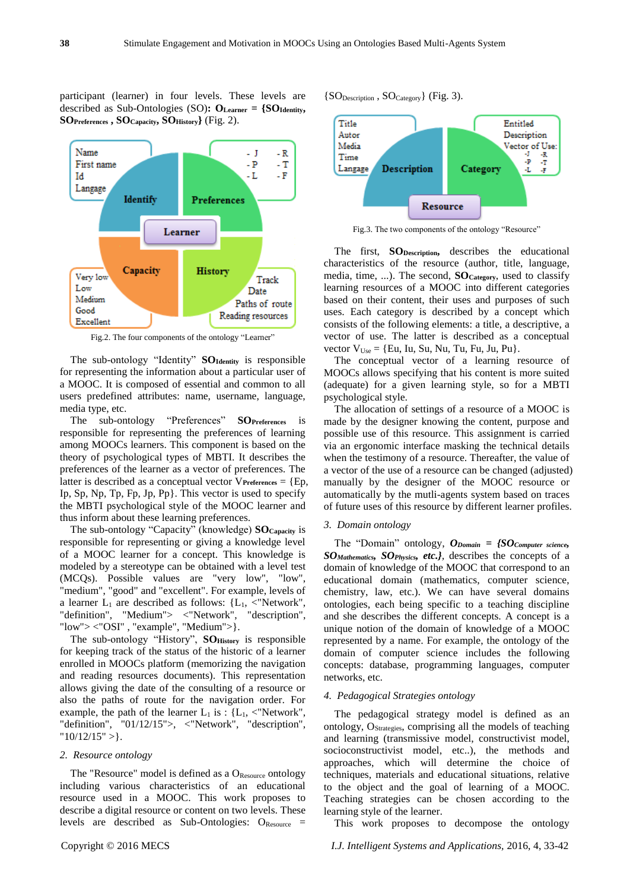participant (learner) in four levels. These levels are described as Sub-Ontologies (SO): $O_{Learner}$ = {$SO_{Identity}$, $SO_{Preferences}$, $SO_{Capacity}$, $SO_{History}$} (Fig. 2).

Fig.2. The four components of the ontology "Learner"

The sub-ontology "Identity" $SO_{Identity}$ is responsible for representing the information about a particular user of a MOOC. It is composed of essential and common to all users predefined attributes: name, username, language, media type, etc.

The sub-ontology "Preferences" $SO_{Preferences}$ is responsible for representing the preferences of learning among MOOCs learners. This component is based on the theory of psychological types of MBTI. It describes the preferences of the learner as a vector of preferences. The latter is described as a conceptual vector $V_{Preferences}$ = {Ep, Ip, Sp, Np, Tp, Fp, Jp, Pp}. This vector is used to specify the MBTI psychological style of the MOOC learner and thus inform about these learning preferences.

The sub-ontology "Capacity" (knowledge) $SO_{Capacity}$ is responsible for representing or giving a knowledge level of a MOOC learner for a concept. This knowledge is modeled by a stereotype can be obtained with a level test (MCQs). Possible values are "very low", "low", "medium", "good" and "excellent". For example, levels of a learner $L_1$ are described as follows: {$L_1$, <"Network", "definition", "Medium"> <"Network", "description", "low"> <"OSI" , "example", "Medium">}.

The sub-ontology "History", $SO_{History}$ is responsible for keeping track of the status of the historic of a learner enrolled in MOOCs platform (memorizing the navigation and reading resources documents). This representation allows giving the date of the consulting of a resource or also the paths of route for the navigation order. For example, the path of the learner $L_1$ is : {$L_1$, <"Network", "definition", "01/12/15">, <"Network", "description", "10/12/15" >}.

*2. Resource ontology*

The "Resource" model is defined as a $O_{Resource}$ ontology including various characteristics of an educational resource used in a MOOC. This work proposes to describe a digital resource or content on two levels. These levels are described as Sub-Ontologies: $O_{Resource}$ = {$SO_{Description}$ , $SO_{Category}$} (Fig. 3).

Fig.3. The two components of the ontology "Resource"

The first, $SO_{Description}$, describes the educational characteristics of the resource (author, title, language, media, time, ...). The second, $SO_{Category}$, used to classify learning resources of a MOOC into different categories based on their content, their uses and purposes of such uses. Each category is described by a concept which consists of the following elements: a title, a descriptive, a vector of use. The latter is described as a conceptual vector $V_{Use}$ = {Eu, Iu, Su, Nu, Tu, Fu, Ju, Pu}.

The conceptual vector of a learning resource of MOOCs allows specifying that his content is more suited (adequate) for a given learning style, so for a MBTI psychological style.

The allocation of settings of a resource of a MOOC is made by the designer knowing the content, purpose and possible use of this resource. This assignment is carried via an ergonomic interface masking the technical details when the testimony of a resource. Thereafter, the value of a vector of the use of a resource can be changed (adjusted) manually by the designer of the MOOC resource or automatically by the mutli-agents system based on traces of future uses of this resource by different learner profiles.

*3. Domain ontology*

The "Domain" ontology, $O_{Domain}$ = {$SO_{Computer\ science}$, $SO_{Mathematics}$, $SO_{Physics}$, *etc.*}, describes the concepts of a domain of knowledge of the MOOC that correspond to an educational domain (mathematics, computer science, chemistry, law, etc.). We can have several domains ontologies, each being specific to a teaching discipline and she describes the different concepts. A concept is a unique notion of the domain of knowledge of a MOOC represented by a name. For example, the ontology of the domain of computer science includes the following concepts: database, programming languages, computer networks, etc.

*4. Pedagogical Strategies ontology*

The pedagogical strategy model is defined as an ontology, $O_{Strategies}$, comprising all the models of teaching and learning (transmissive model, constructivist model, socioconstructivist model, etc..), the methods and approaches, which will determine the choice of techniques, materials and educational situations, relative to the object and the goal of learning of a MOOC. Teaching strategies can be chosen according to the learning style of the learner.

This work proposes to decompose the ontology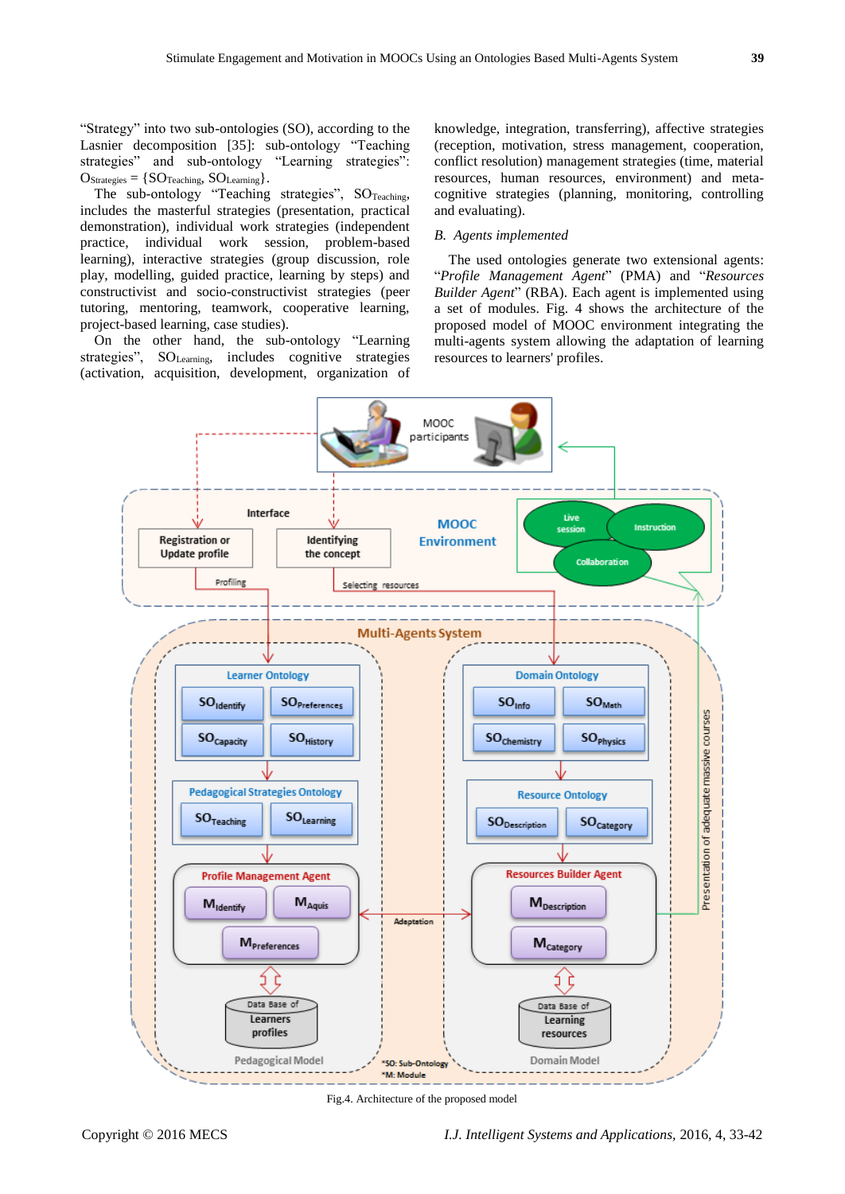"Strategy" into two sub-ontologies (SO), according to the Lasnier decomposition [35]: sub-ontology "Teaching strategies" and sub-ontology "Learning strategies": $O_{Strategies} = \{SO_{Teaching}, SO_{Learning}\}$.

The sub-ontology "Teaching strategies", $SO_{Teaching}$, includes the masterful strategies (presentation, practical demonstration), individual work strategies (independent practice, individual work session, problem-based learning), interactive strategies (group discussion, role play, modelling, guided practice, learning by steps) and constructivist and socio-constructivist strategies (peer tutoring, mentoring, teamwork, cooperative learning, project-based learning, case studies).

On the other hand, the sub-ontology "Learning strategies", $SO_{Learning}$, includes cognitive strategies (activation, acquisition, development, organization of knowledge, integration, transferring), affective strategies (reception, motivation, stress management, cooperation, conflict resolution) management strategies (time, material resources, human resources, environment) and meta-cognitive strategies (planning, monitoring, controlling and evaluating).

### *B. Agents implemented*

The used ontologies generate two extensional agents: "*Profile Management Agent*" (PMA) and "*Resources Builder Agent*" (RBA). Each agent is implemented using a set of modules. Fig. 4 shows the architecture of the proposed model of MOOC environment integrating the multi-agents system allowing the adaptation of learning resources to learners' profiles.

Fig.4. Architecture of the proposed model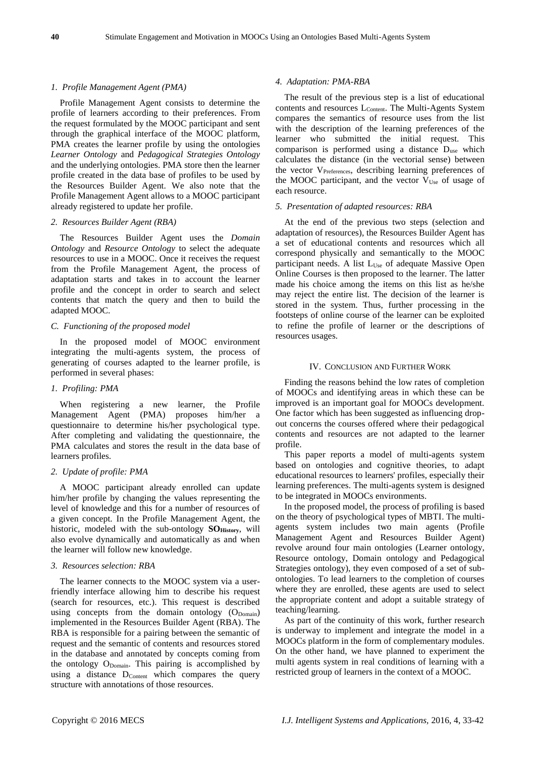### 1. Profile Management Agent (PMA)

Profile Management Agent consists to determine the profile of learners according to their preferences. From the request formulated by the MOOC participant and sent through the graphical interface of the MOOC platform, PMA creates the learner profile by using the ontologies *Learner Ontology* and *Pedagogical Strategies Ontology* and the underlying ontologies. PMA store then the learner profile created in the data base of profiles to be used by the Resources Builder Agent. We also note that the Profile Management Agent allows to a MOOC participant already registered to update her profile.

### 2. Resources Builder Agent (RBA)

The Resources Builder Agent uses the *Domain Ontology* and *Resource Ontology* to select the adequate resources to use in a MOOC. Once it receives the request from the Profile Management Agent, the process of adaptation starts and takes in to account the learner profile and the concept in order to search and select contents that match the query and then to build the adapted MOOC.

### C. Functioning of the proposed model

In the proposed model of MOOC environment integrating the multi-agents system, the process of generating of courses adapted to the learner profile, is performed in several phases:

### 1. Profiling: PMA

When registering a new learner, the Profile Management Agent (PMA) proposes him/her a questionnaire to determine his/her psychological type. After completing and validating the questionnaire, the PMA calculates and stores the result in the data base of learners profiles.

### 2. Update of profile: PMA

A MOOC participant already enrolled can update him/her profile by changing the values representing the level of knowledge and this for a number of resources of a given concept. In the Profile Management Agent, the historic, modeled with the sub-ontology $\mathbf{SO_{History}}$, will also evolve dynamically and automatically as and when the learner will follow new knowledge.

### 3. Resources selection: RBA

The learner connects to the MOOC system via a user-friendly interface allowing him to describe his request (search for resources, etc.). This request is described using concepts from the domain ontology ($O_{Domain}$) implemented in the Resources Builder Agent (RBA). The RBA is responsible for a pairing between the semantic of request and the semantic of contents and resources stored in the database and annotated by concepts coming from the ontology $O_{Domain}$. This pairing is accomplished by using a distance $D_{Content}$ which compares the query structure with annotations of those resources.

### 4. Adaptation: PMA-RBA

The result of the previous step is a list of educational contents and resources $L_{Content}$. The Multi-Agents System compares the semantics of resource uses from the list with the description of the learning preferences of the learner who submitted the initial request. This comparison is performed using a distance $D_{use}$ which calculates the distance (in the vectorial sense) between the vector $V_{Preferences}$, describing learning preferences of the MOOC participant, and the vector $V_{Use}$ of usage of each resource.

### 5. Presentation of adapted resources: RBA

At the end of the previous two steps (selection and adaptation of resources), the Resources Builder Agent has a set of educational contents and resources which all correspond physically and semantically to the MOOC participant needs. A list $L_{Use}$ of adequate Massive Open Online Courses is then proposed to the learner. The latter made his choice among the items on this list as he/she may reject the entire list. The decision of the learner is stored in the system. Thus, further processing in the footsteps of online course of the learner can be exploited to refine the profile of learner or the descriptions of resources usages.

## IV. Conclusion and Further Work

Finding the reasons behind the low rates of completion of MOOCs and identifying areas in which these can be improved is an important goal for MOOCs development. One factor which has been suggested as influencing drop-out concerns the courses offered where their pedagogical contents and resources are not adapted to the learner profile.

This paper reports a model of multi-agents system based on ontologies and cognitive theories, to adapt educational resources to learners' profiles, especially their learning preferences. The multi-agents system is designed to be integrated in MOOCs environments.

In the proposed model, the process of profiling is based on the theory of psychological types of MBTI. The multi-agents system includes two main agents (Profile Management Agent and Resources Builder Agent) revolve around four main ontologies (Learner ontology, Resource ontology, Domain ontology and Pedagogical Strategies ontology), they even composed of a set of sub-ontologies. To lead learners to the completion of courses where they are enrolled, these agents are used to select the appropriate content and adopt a suitable strategy of teaching/learning.

As part of the continuity of this work, further research is underway to implement and integrate the model in a MOOCs platform in the form of complementary modules. On the other hand, we have planned to experiment the multi agents system in real conditions of learning with a restricted group of learners in the context of a MOOC.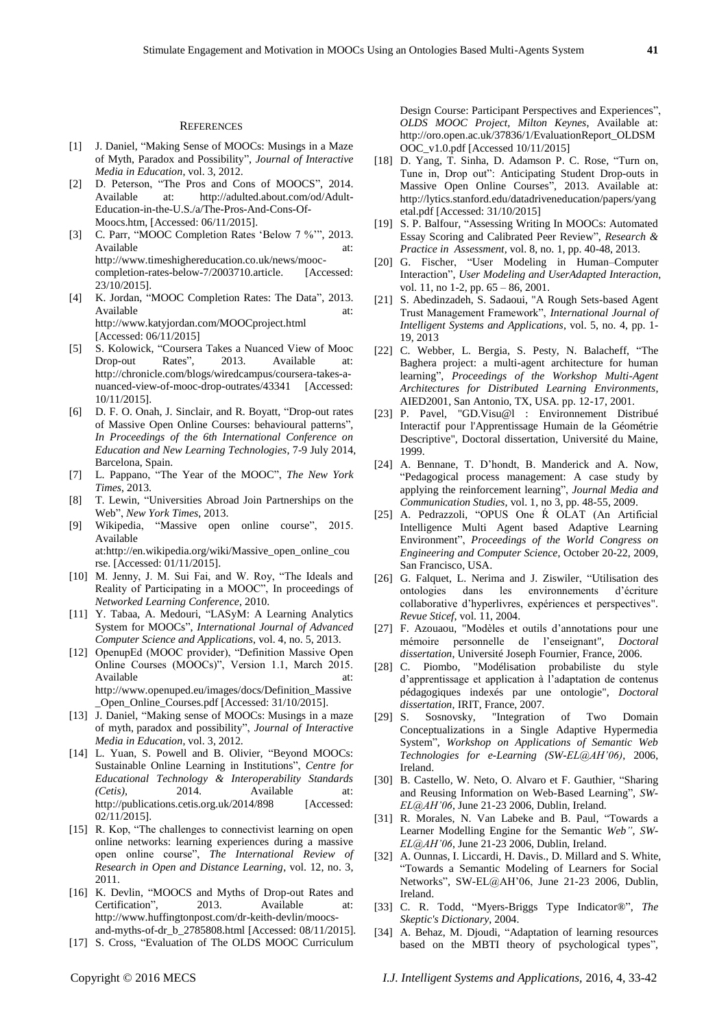## REFERENCES

[1] J. Daniel, "Making Sense of MOOCs: Musings in a Maze of Myth, Paradox and Possibility", *Journal of Interactive Media in Education*, vol. 3, 2012.

[2] D. Peterson, "The Pros and Cons of MOOCS", 2014. Available at: http://adulted.about.com/od/Adult-Education-in-the-U.S./a/The-Pros-And-Cons-Of-Moocs.htm, [Accessed: 06/11/2015].

[3] C. Parr, "MOOC Completion Rates 'Below 7 %'", 2013. Available at: http://www.timeshighereducation.co.uk/news/mooc-completion-rates-below-7/2003710.article. [Accessed: 23/10/2015].

[4] K. Jordan, "MOOC Completion Rates: The Data", 2013. Available at: http://www.katyjordan.com/MOOCproject.html [Accessed: 06/11/2015]

[5] S. Kolowick, "Coursera Takes a Nuanced View of Mooc Drop-out Rates", 2013. Available at: http://chronicle.com/blogs/wiredcampus/coursera-takes-a-nuanced-view-of-mooc-drop-outrates/43341 [Accessed: 10/11/2015].

[6] D. F. O. Onah, J. Sinclair, and R. Boyatt, "Drop-out rates of Massive Open Online Courses: behavioural patterns", *In Proceedings of the 6th International Conference on Education and New Learning Technologies*, 7-9 July 2014, Barcelona, Spain.

[7] L. Pappano, "The Year of the MOOC", *The New York Times*, 2013.

[8] T. Lewin, "Universities Abroad Join Partnerships on the Web", *New York Times*, 2013.

[9] Wikipedia, "Massive open online course", 2015. Available at:http://en.wikipedia.org/wiki/Massive_open_online_course. [Accessed: 01/11/2015].

[10] M. Jenny, J. M. Sui Fai, and W. Roy, "The Ideals and Reality of Participating in a MOOC", In proceedings of *Networked Learning Conference*, 2010.

[11] Y. Tabaa, A. Medouri, "LASyM: A Learning Analytics System for MOOCs", *International Journal of Advanced Computer Science and Applications*, vol. 4, no. 5, 2013.

[12] OpenupEd (MOOC provider), "Definition Massive Open Online Courses (MOOCs)", Version 1.1, March 2015. Available at: http://www.openuped.eu/images/docs/Definition_Massive_Open_Online_Courses.pdf [Accessed: 31/10/2015].

[13] J. Daniel, "Making sense of MOOCs: Musings in a maze of myth, paradox and possibility", *Journal of Interactive Media in Education*, vol. 3, 2012.

[14] L. Yuan, S. Powell and B. Olivier, "Beyond MOOCs: Sustainable Online Learning in Institutions", *Centre for Educational Technology & Interoperability Standards (Cetis)*, 2014. Available at: http://publications.cetis.org.uk/2014/898 [Accessed: 02/11/2015].

[15] R. Kop, "The challenges to connectivist learning on open online networks: learning experiences during a massive open online course", *The International Review of Research in Open and Distance Learning*, vol. 12, no. 3, 2011.

[16] K. Devlin, "MOOCS and Myths of Drop-out Rates and Certification", 2013. Available at: http://www.huffingtonpost.com/dr-keith-devlin/moocs-and-myths-of-dr_b_2785808.html [Accessed: 08/11/2015].

[17] S. Cross, "Evaluation of The OLDS MOOC Curriculum Design Course: Participant Perspectives and Experiences", *OLDS MOOC Project, Milton Keynes*, Available at: http://oro.open.ac.uk/37836/1/EvaluationReport_OLDSMOOC_v1.0.pdf [Accessed 10/11/2015]

[18] D. Yang, T. Sinha, D. Adamson P. C. Rose, "Turn on, Tune in, Drop out": Anticipating Student Drop-outs in Massive Open Online Courses", 2013. Available at: http://lytics.stanford.edu/datadriveneducation/papers/yangetal.pdf [Accessed: 31/10/2015]

[19] S. P. Balfour, "Assessing Writing In MOOCs: Automated Essay Scoring and Calibrated Peer Review", *Research & Practice in Assessment*, vol. 8, no. 1, pp. 40-48, 2013.

[20] G. Fischer, "User Modeling in Human–Computer Interaction", *User Modeling and UserAdapted Interaction*, vol. 11, no 1-2, pp. 65 – 86, 2001.

[21] S. Abedinzadeh, S. Sadaoui, "A Rough Sets-based Agent Trust Management Framework", *International Journal of Intelligent Systems and Applications*, vol. 5, no. 4, pp. 1-19, 2013

[22] C. Webber, L. Bergia, S. Pesty, N. Balacheff, "The Baghera project: a multi-agent architecture for human learning", *Proceedings of the Workshop Multi-Agent Architectures for Distributed Learning Environments*, AIED2001, San Antonio, TX, USA. pp. 12-17, 2001.

[23] P. Pavel, "GD.Visu@l : Environnement Distribué Interactif pour l'Apprentissage Humain de la Géométrie Descriptive", Doctoral dissertation, Université du Maine, 1999.

[24] A. Bennane, T. D'hondt, B. Manderick and A. Now, "Pedagogical process management: A case study by applying the reinforcement learning", *Journal Media and Communication Studies*, vol. 1, no 3, pp. 48-55, 2009.

[25] A. Pedrazzoli, "OPUS One Ŕ OLAT (An Artificial Intelligence Multi Agent based Adaptive Learning Environment", *Proceedings of the World Congress on Engineering and Computer Science*, October 20-22, 2009, San Francisco, USA.

[26] G. Falquet, L. Nerima and J. Ziswiler, "Utilisation des ontologies dans les environnements d'écriture collaborative d'hyperlivres, expériences et perspectives". *Revue Sticef*, vol. 11, 2004.

[27] F. Azouaou, "Modèles et outils d'annotations pour une mémoire personnelle de l'enseignant", *Doctoral dissertation*, Université Joseph Fournier, France, 2006.

[28] C. Piombo, "Modélisation probabiliste du style d'apprentissage et application à l'adaptation de contenus pédagogiques indexés par une ontologie", *Doctoral dissertation*, IRIT, France, 2007.

[29] S. Sosnovsky, "Integration of Two Domain Conceptualizations in a Single Adaptive Hypermedia System", *Workshop on Applications of Semantic Web Technologies for e-Learning (SW-EL@AH'06)*, 2006, Ireland.

[30] B. Castello, W. Neto, O. Alvaro et F. Gauthier, "Sharing and Reusing Information on Web-Based Learning", *SW-EL@AH'06*, June 21-23 2006, Dublin, Ireland.

[31] R. Morales, N. Van Labeke and B. Paul, "Towards a Learner Modelling Engine for the Semantic *Web", SW-EL@AH'06*, June 21-23 2006, Dublin, Ireland.

[32] A. Ounnas, I. Liccardi, H. Davis., D. Millard and S. White, "Towards a Semantic Modeling of Learners for Social Networks", SW-EL@AH'06, June 21-23 2006, Dublin, Ireland.

[33] C. R. Todd, "Myers-Briggs Type Indicator®", *The Skeptic's Dictionary*, 2004.

[34] A. Behaz, M. Djoudi, "Adaptation of learning resources based on the MBTI theory of psychological types",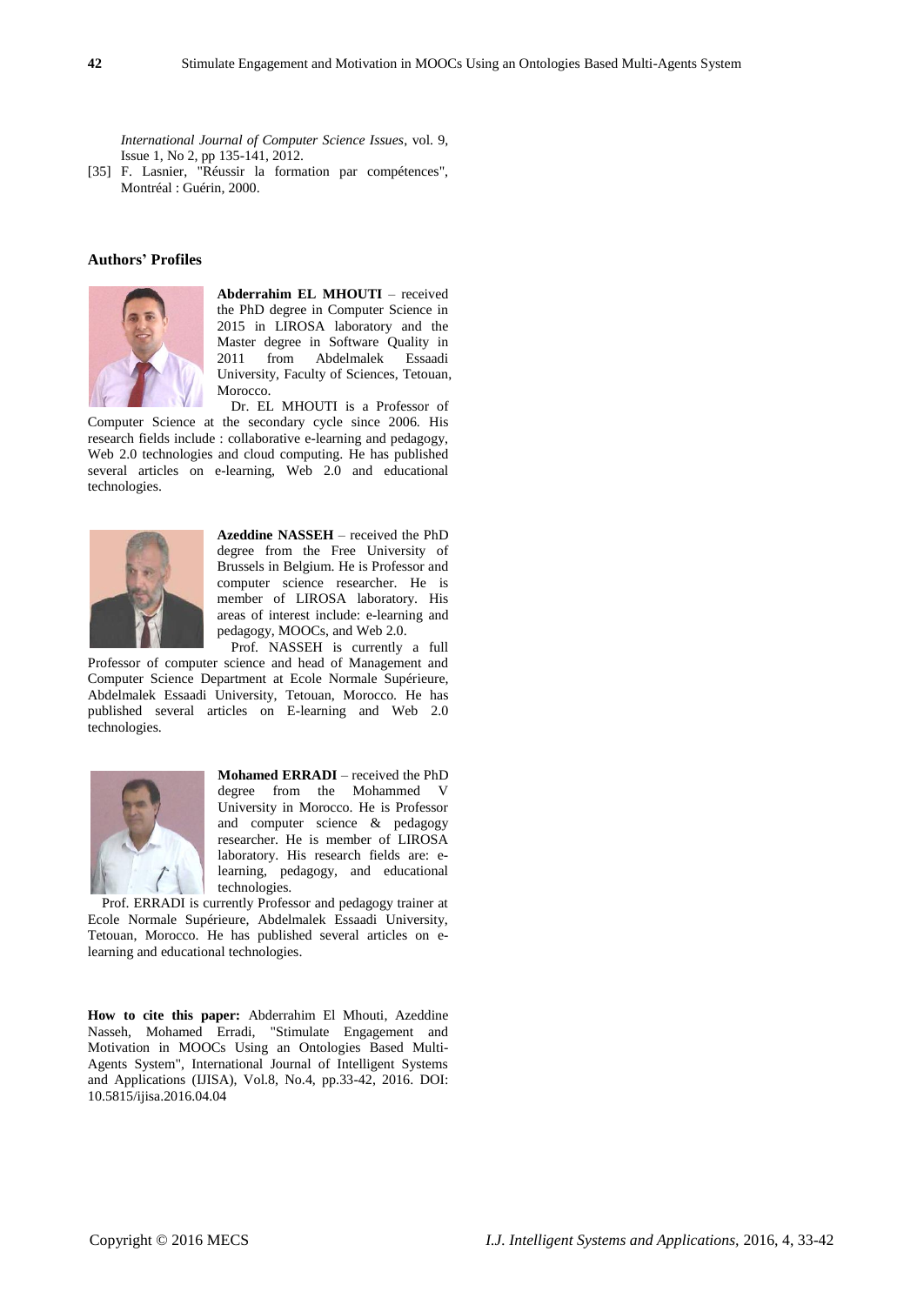*International Journal of Computer Science Issues*, vol. 9, Issue 1, No 2, pp 135-141, 2012.

[35] F. Lasnier, "Réussir la formation par compétences", Montréal : Guérin, 2000.

## Authors' Profiles

**Abderrahim EL MHOUTI** – received the PhD degree in Computer Science in 2015 in LIROSA laboratory and the Master degree in Software Quality in 2011 from Abdelmalek Essaadi University, Faculty of Sciences, Tetouan, Morocco.

Dr. EL MHOUTI is a Professor of Computer Science at the secondary cycle since 2006. His research fields include : collaborative e-learning and pedagogy, Web 2.0 technologies and cloud computing. He has published several articles on e-learning, Web 2.0 and educational technologies.

**Azeddine NASSEH** – received the PhD degree from the Free University of Brussels in Belgium. He is Professor and computer science researcher. He is member of LIROSA laboratory. His areas of interest include: e-learning and pedagogy, MOOCs, and Web 2.0.

Prof. NASSEH is currently a full Professor of computer science and head of Management and Computer Science Department at Ecole Normale Supérieure, Abdelmalek Essaadi University, Tetouan, Morocco. He has published several articles on E-learning and Web 2.0 technologies.

**Mohamed ERRADI** – received the PhD degree from the Mohammed V University in Morocco. He is Professor and computer science & pedagogy researcher. He is member of LIROSA laboratory. His research fields are: e-learning, pedagogy, and educational technologies.

Prof. ERRADI is currently Professor and pedagogy trainer at Ecole Normale Supérieure, Abdelmalek Essaadi University, Tetouan, Morocco. He has published several articles on e-learning and educational technologies.

**How to cite this paper:** Abderrahim El Mhouti, Azeddine Nasseh, Mohamed Erradi, "Stimulate Engagement and Motivation in MOOCs Using an Ontologies Based Multi-Agents System", International Journal of Intelligent Systems and Applications (IJISA), Vol.8, No.4, pp.33-42, 2016. DOI: 10.5815/ijisa.2016.04.04